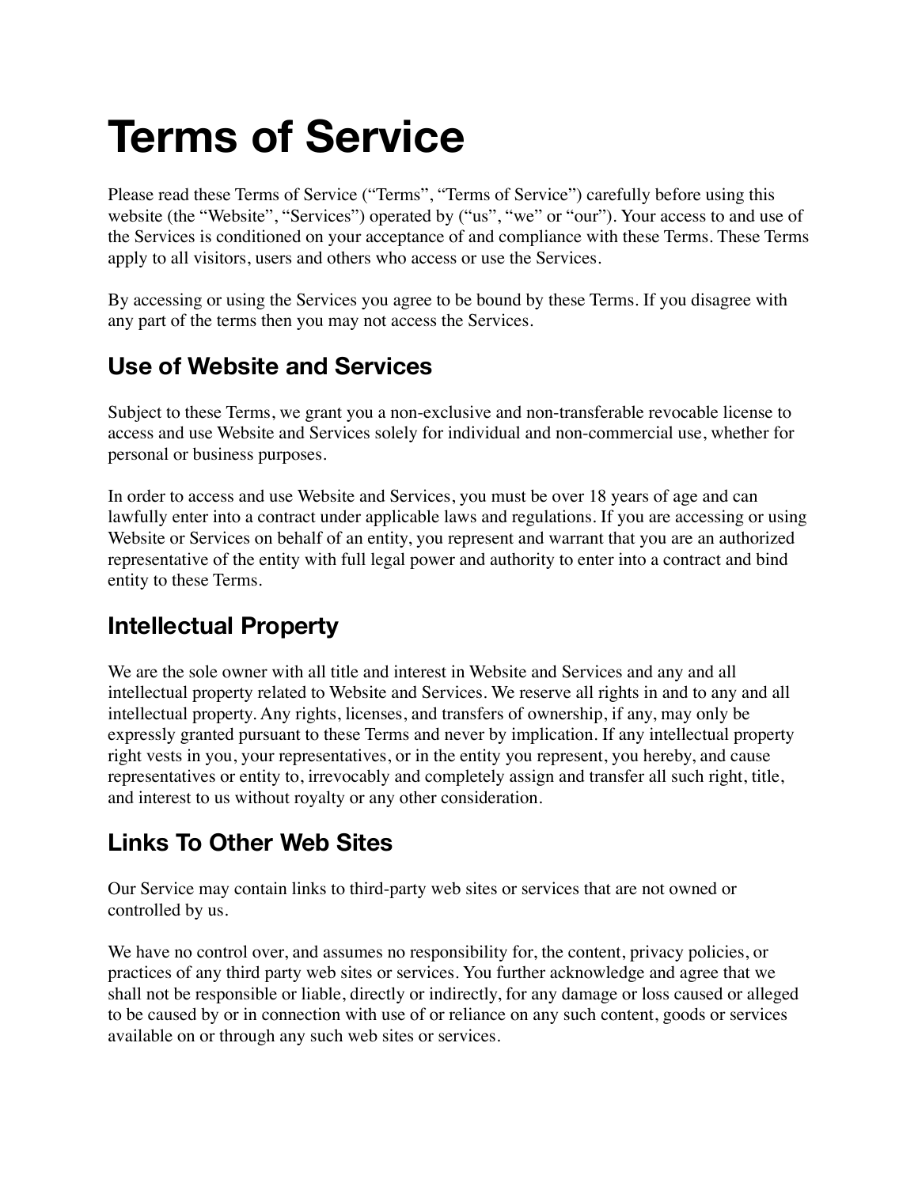# Terms of Service

Please read these Terms of Service (“Terms”, “Terms of Service”) carefully before using this website (the “Website”, “Services”) operated by (“us”, “we” or “our”). Your access to and use of the Services is conditioned on your acceptance of and compliance with these Terms. These Terms apply to all visitors, users and others who access or use the Services.

By accessing or using the Services you agree to be bound by these Terms. If you disagree with any part of the terms then you may not access the Services.

## Use of Website and Services

Subject to these Terms, we grant you a non-exclusive and non-transferable revocable license to access and use Website and Services solely for individual and non-commercial use, whether for personal or business purposes.

In order to access and use Website and Services, you must be over 18 years of age and can lawfully enter into a contract under applicable laws and regulations. If you are accessing or using Website or Services on behalf of an entity, you represent and warrant that you are an authorized representative of the entity with full legal power and authority to enter into a contract and bind entity to these Terms.

## Intellectual Property

We are the sole owner with all title and interest in Website and Services and any and all intellectual property related to Website and Services. We reserve all rights in and to any and all intellectual property. Any rights, licenses, and transfers of ownership, if any, may only be expressly granted pursuant to these Terms and never by implication. If any intellectual property right vests in you, your representatives, or in the entity you represent, you hereby, and cause representatives or entity to, irrevocably and completely assign and transfer all such right, title, and interest to us without royalty or any other consideration.

## Links To Other Web Sites

Our Service may contain links to third-party web sites or services that are not owned or controlled by us.

We have no control over, and assumes no responsibility for, the content, privacy policies, or practices of any third party web sites or services. You further acknowledge and agree that we shall not be responsible or liable, directly or indirectly, for any damage or loss caused or alleged to be caused by or in connection with use of or reliance on any such content, goods or services available on or through any such web sites or services.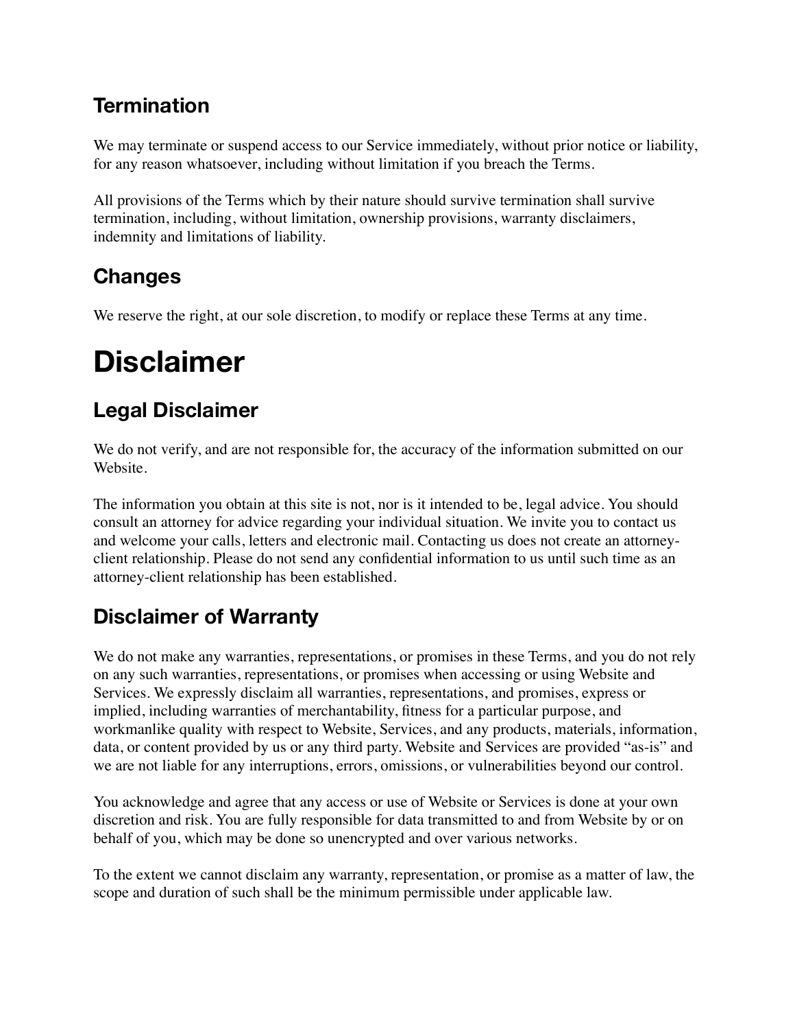## Termination

We may terminate or suspend access to our Service immediately, without prior notice or liability, for any reason whatsoever, including without limitation if you breach the Terms.

All provisions of the Terms which by their nature should survive termination shall survive termination, including, without limitation, ownership provisions, warranty disclaimers, indemnity and limitations of liability.

## Changes

We reserve the right, at our sole discretion, to modify or replace these Terms at any time.

# Disclaimer

## Legal Disclaimer

We do not verify, and are not responsible for, the accuracy of the information submitted on our Website.

The information you obtain at this site is not, nor is it intended to be, legal advice. You should consult an attorney for advice regarding your individual situation. We invite you to contact us and welcome your calls, letters and electronic mail. Contacting us does not create an attorney-client relationship. Please do not send any confidential information to us until such time as an attorney-client relationship has been established.

## Disclaimer of Warranty

We do not make any warranties, representations, or promises in these Terms, and you do not rely on any such warranties, representations, or promises when accessing or using Website and Services. We expressly disclaim all warranties, representations, and promises, express or implied, including warranties of merchantability, fitness for a particular purpose, and workmanlike quality with respect to Website, Services, and any products, materials, information, data, or content provided by us or any third party. Website and Services are provided "as-is" and we are not liable for any interruptions, errors, omissions, or vulnerabilities beyond our control.

You acknowledge and agree that any access or use of Website or Services is done at your own discretion and risk. You are fully responsible for data transmitted to and from Website by or on behalf of you, which may be done so unencrypted and over various networks.

To the extent we cannot disclaim any warranty, representation, or promise as a matter of law, the scope and duration of such shall be the minimum permissible under applicable law.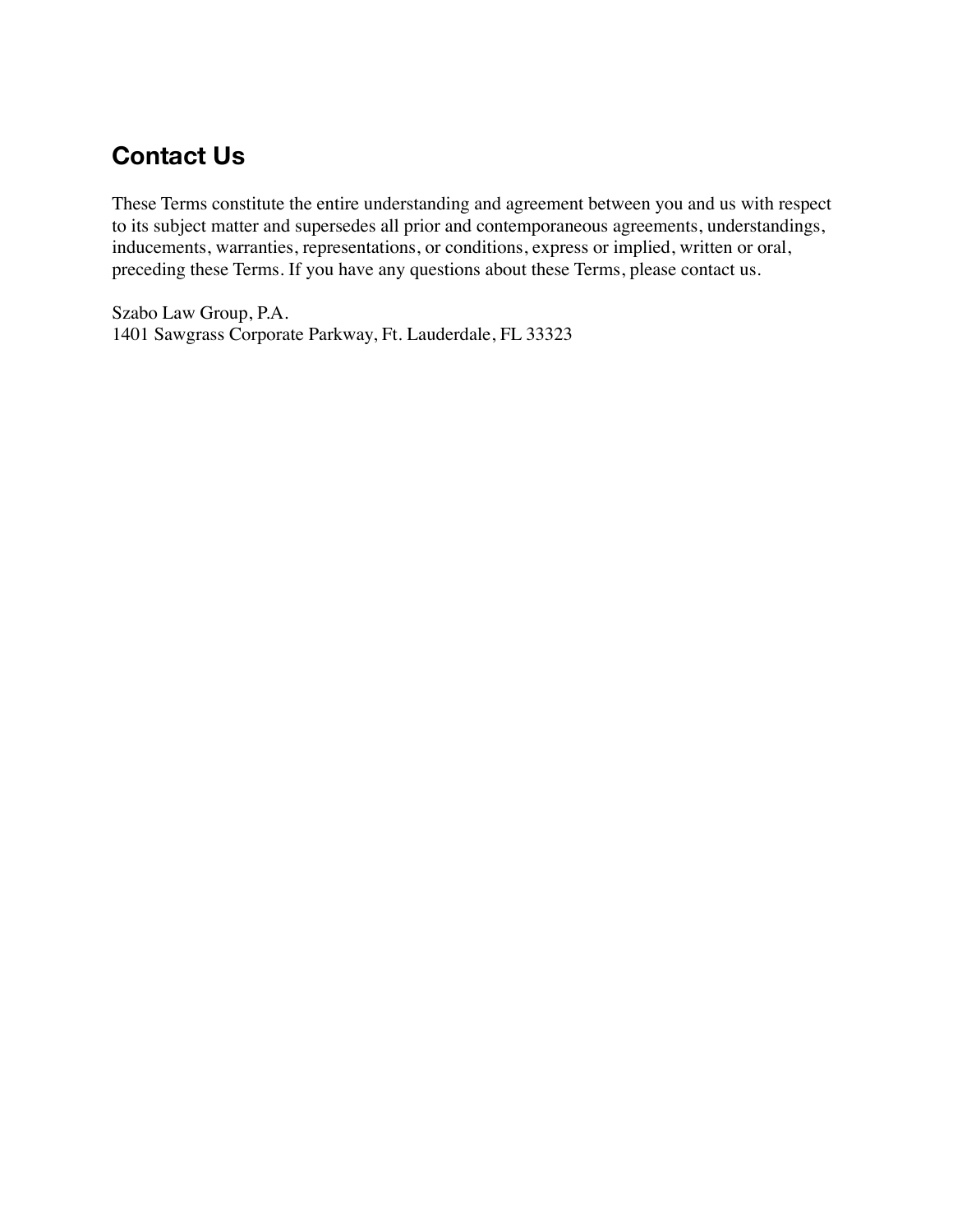## Contact Us

These Terms constitute the entire understanding and agreement between you and us with respect to its subject matter and supersedes all prior and contemporaneous agreements, understandings, inducements, warranties, representations, or conditions, express or implied, written or oral, preceding these Terms. If you have any questions about these Terms, please contact us.

Szabo Law Group, P.A.
1401 Sawgrass Corporate Parkway, Ft. Lauderdale, FL 33323